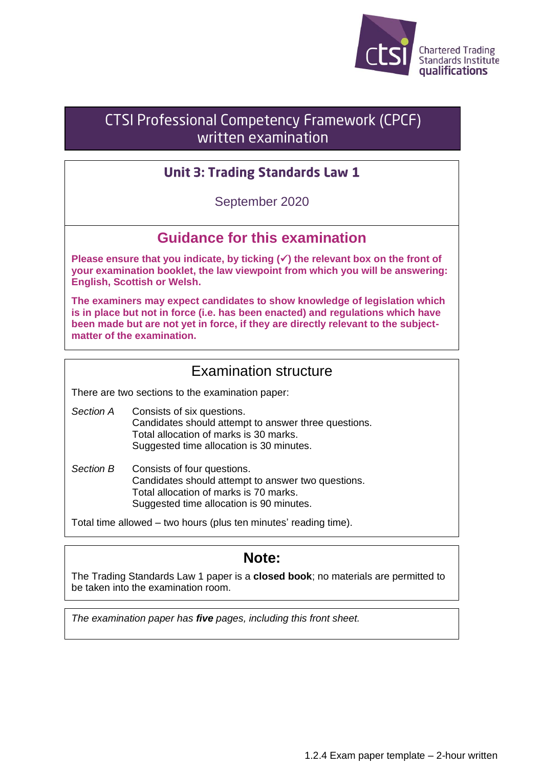Chartered Trading Standards Institute qualifications

# CTSI Professional Competency Framework (CPCF) written examination

## Unit 3: Trading Standards Law 1

September 2020

## Guidance for this examination

**Please ensure that you indicate, by ticking (✓) the relevant box on the front of your examination booklet, the law viewpoint from which you will be answering: English, Scottish or Welsh.**

**The examiners may expect candidates to show knowledge of legislation which is in place but not in force (i.e. has been enacted) and regulations which have been made but are not yet in force, if they are directly relevant to the subject-matter of the examination.**

## Examination structure

There are two sections to the examination paper:

*Section A* Consists of six questions.
Candidates should attempt to answer three questions.
Total allocation of marks is 30 marks.
Suggested time allocation is 30 minutes.

*Section B* Consists of four questions.
Candidates should attempt to answer two questions.
Total allocation of marks is 70 marks.
Suggested time allocation is 90 minutes.

Total time allowed – two hours (plus ten minutes' reading time).

## Note:

The Trading Standards Law 1 paper is a **closed book**; no materials are permitted to be taken into the examination room.

*The examination paper has **five** pages, including this front sheet.*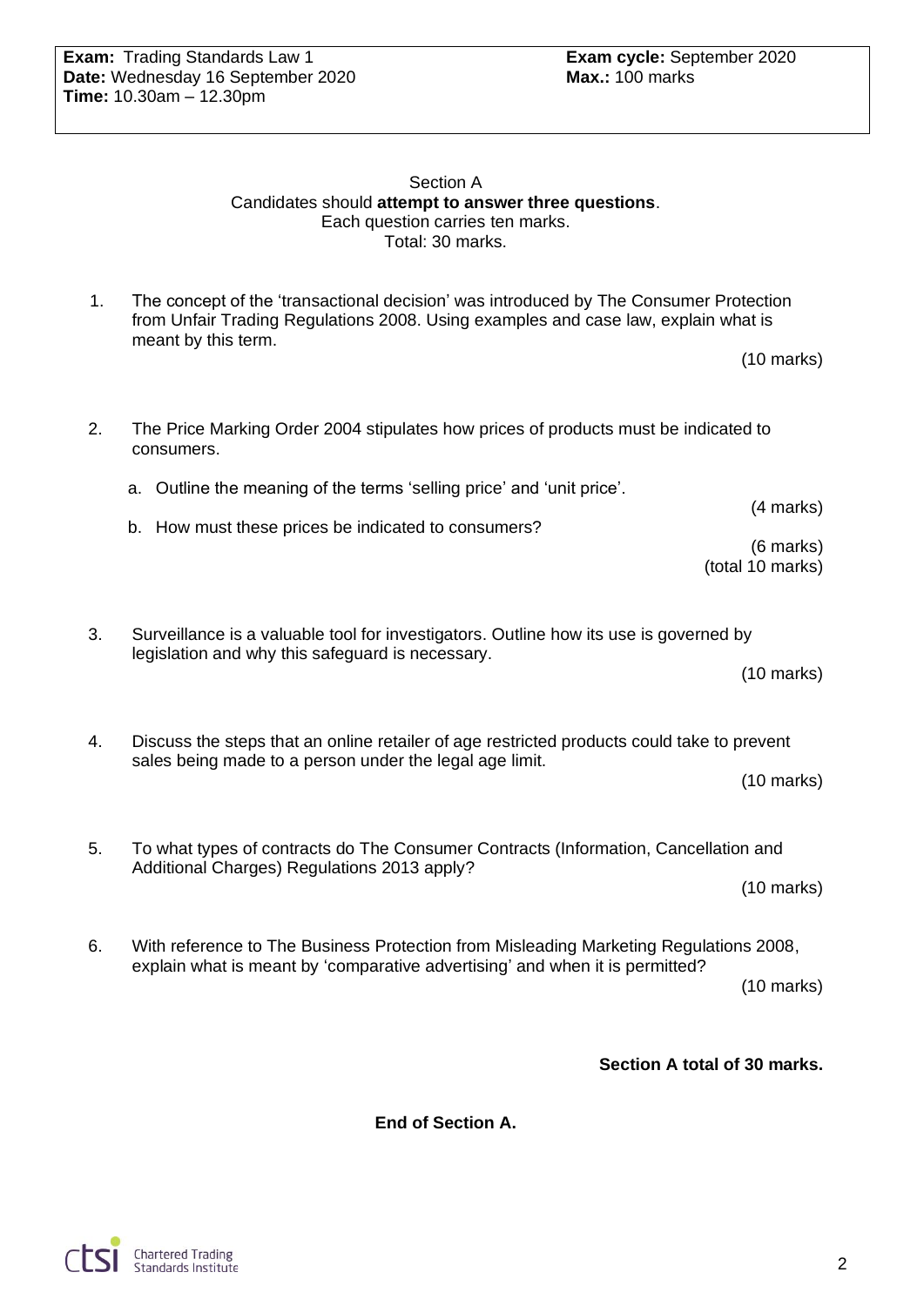**Exam:** Trading Standards Law 1
**Date:** Wednesday 16 September 2020
**Time:** 10.30am – 12.30pm

**Exam cycle:** September 2020
**Max.:** 100 marks

## Section A

Candidates should **attempt to answer three questions**.
Each question carries ten marks.
Total: 30 marks.

1. The concept of the 'transactional decision' was introduced by The Consumer Protection from Unfair Trading Regulations 2008. Using examples and case law, explain what is meant by this term.

   (10 marks)

2. The Price Marking Order 2004 stipulates how prices of products must be indicated to consumers.

   a. Outline the meaning of the terms 'selling price' and 'unit price'.

   (4 marks)

   b. How must these prices be indicated to consumers?

   (6 marks)
   (total 10 marks)

3. Surveillance is a valuable tool for investigators. Outline how its use is governed by legislation and why this safeguard is necessary.

   (10 marks)

4. Discuss the steps that an online retailer of age restricted products could take to prevent sales being made to a person under the legal age limit.

   (10 marks)

5. To what types of contracts do The Consumer Contracts (Information, Cancellation and Additional Charges) Regulations 2013 apply?

   (10 marks)

6. With reference to The Business Protection from Misleading Marketing Regulations 2008, explain what is meant by 'comparative advertising' and when it is permitted?

   (10 marks)

**Section A total of 30 marks.**

**End of Section A.**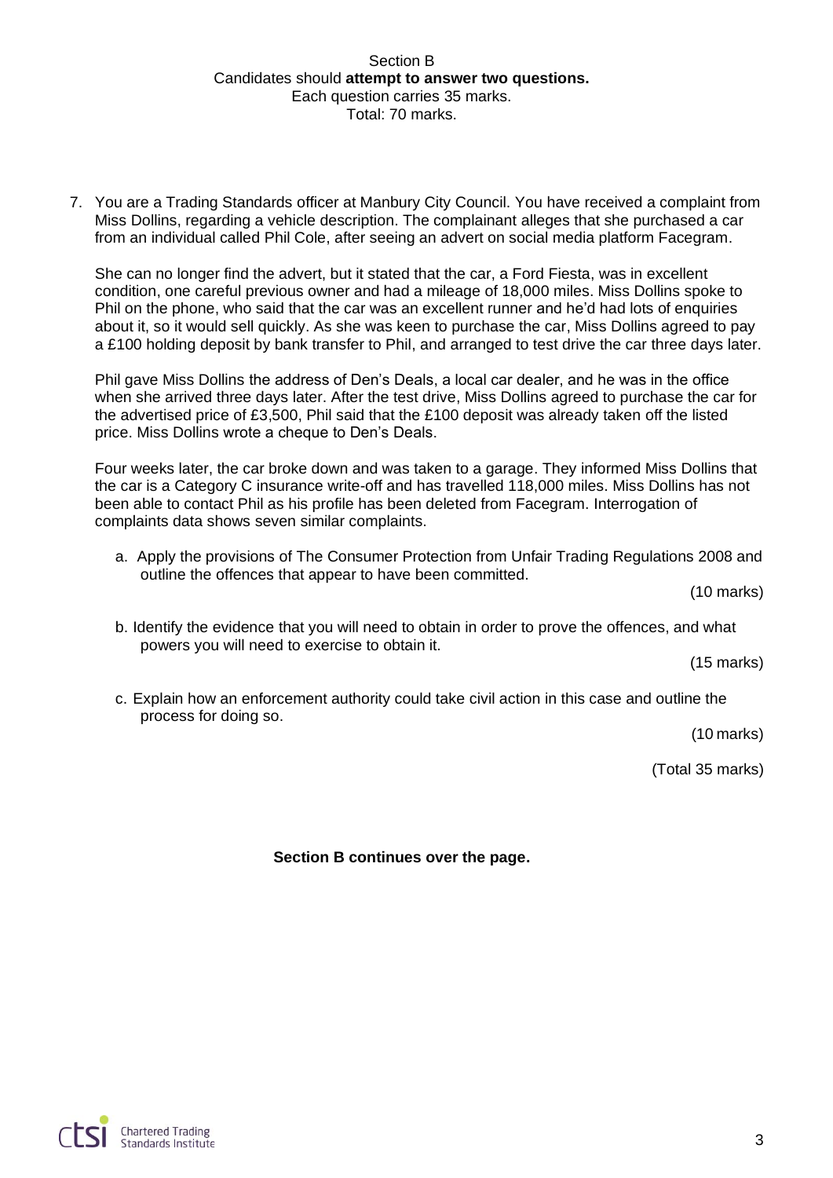Section B

Candidates should **attempt to answer two questions.**

Each question carries 35 marks.

Total: 70 marks.

7. You are a Trading Standards officer at Manbury City Council. You have received a complaint from Miss Dollins, regarding a vehicle description. The complainant alleges that she purchased a car from an individual called Phil Cole, after seeing an advert on social media platform Facegram.

   She can no longer find the advert, but it stated that the car, a Ford Fiesta, was in excellent condition, one careful previous owner and had a mileage of 18,000 miles. Miss Dollins spoke to Phil on the phone, who said that the car was an excellent runner and he'd had lots of enquiries about it, so it would sell quickly. As she was keen to purchase the car, Miss Dollins agreed to pay a £100 holding deposit by bank transfer to Phil, and arranged to test drive the car three days later.

   Phil gave Miss Dollins the address of Den's Deals, a local car dealer, and he was in the office when she arrived three days later. After the test drive, Miss Dollins agreed to purchase the car for the advertised price of £3,500, Phil said that the £100 deposit was already taken off the listed price. Miss Dollins wrote a cheque to Den's Deals.

   Four weeks later, the car broke down and was taken to a garage. They informed Miss Dollins that the car is a Category C insurance write-off and has travelled 118,000 miles. Miss Dollins has not been able to contact Phil as his profile has been deleted from Facegram. Interrogation of complaints data shows seven similar complaints.

   a. Apply the provisions of The Consumer Protection from Unfair Trading Regulations 2008 and outline the offences that appear to have been committed.

      (10 marks)

   b. Identify the evidence that you will need to obtain in order to prove the offences, and what powers you will need to exercise to obtain it.

      (15 marks)

   c. Explain how an enforcement authority could take civil action in this case and outline the process for doing so.

      (10 marks)

      (Total 35 marks)

**Section B continues over the page.**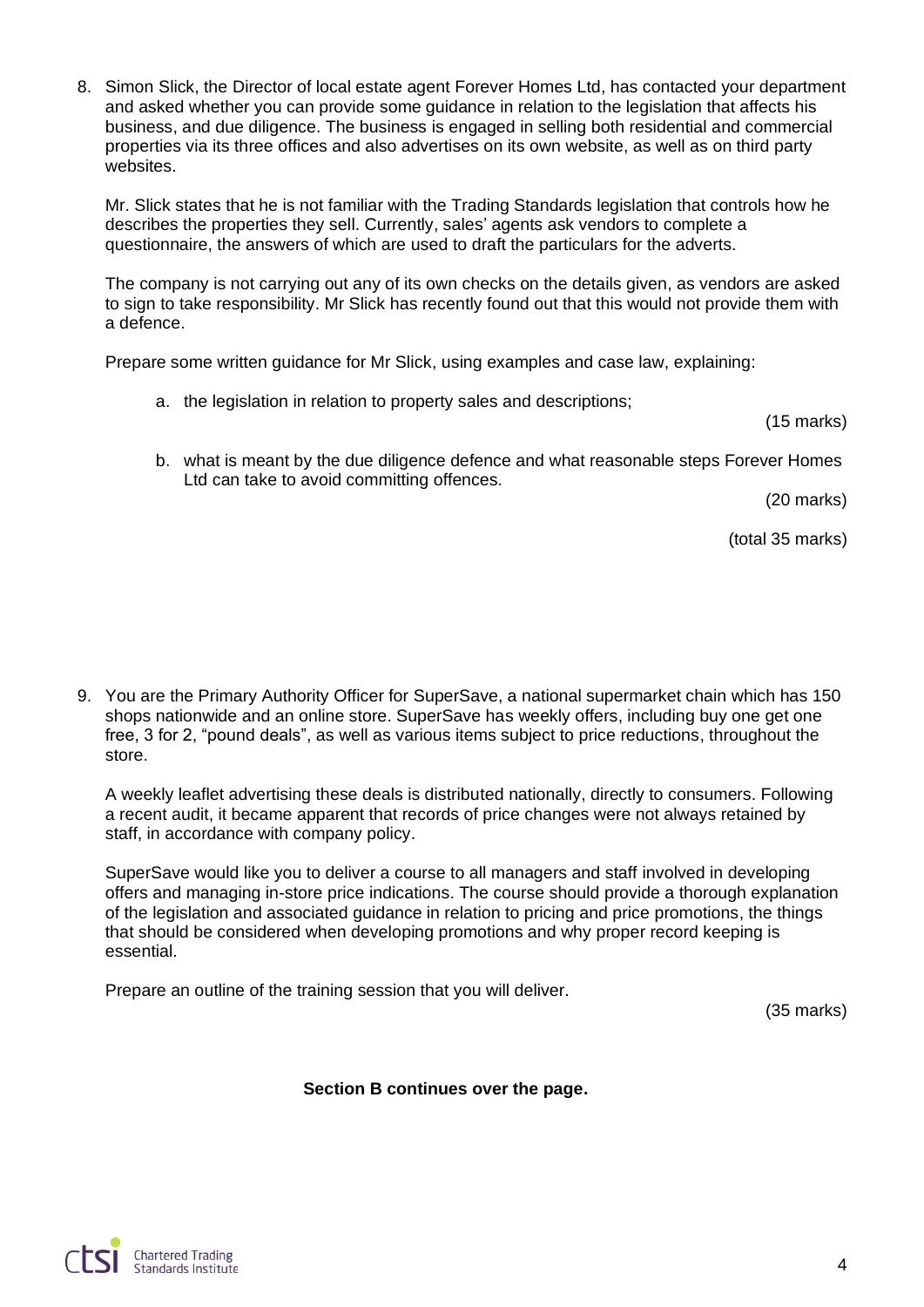8. Simon Slick, the Director of local estate agent Forever Homes Ltd, has contacted your department and asked whether you can provide some guidance in relation to the legislation that affects his business, and due diligence. The business is engaged in selling both residential and commercial properties via its three offices and also advertises on its own website, as well as on third party websites.

   Mr. Slick states that he is not familiar with the Trading Standards legislation that controls how he describes the properties they sell. Currently, sales' agents ask vendors to complete a questionnaire, the answers of which are used to draft the particulars for the adverts.

   The company is not carrying out any of its own checks on the details given, as vendors are asked to sign to take responsibility. Mr Slick has recently found out that this would not provide them with a defence.

   Prepare some written guidance for Mr Slick, using examples and case law, explaining:

   a. the legislation in relation to property sales and descriptions;

   (15 marks)

   b. what is meant by the due diligence defence and what reasonable steps Forever Homes Ltd can take to avoid committing offences.

   (20 marks)

   (total 35 marks)

9. You are the Primary Authority Officer for SuperSave, a national supermarket chain which has 150 shops nationwide and an online store. SuperSave has weekly offers, including buy one get one free, 3 for 2, "pound deals", as well as various items subject to price reductions, throughout the store.

   A weekly leaflet advertising these deals is distributed nationally, directly to consumers. Following a recent audit, it became apparent that records of price changes were not always retained by staff, in accordance with company policy.

   SuperSave would like you to deliver a course to all managers and staff involved in developing offers and managing in-store price indications. The course should provide a thorough explanation of the legislation and associated guidance in relation to pricing and price promotions, the things that should be considered when developing promotions and why proper record keeping is essential.

   Prepare an outline of the training session that you will deliver.

   (35 marks)

**Section B continues over the page.**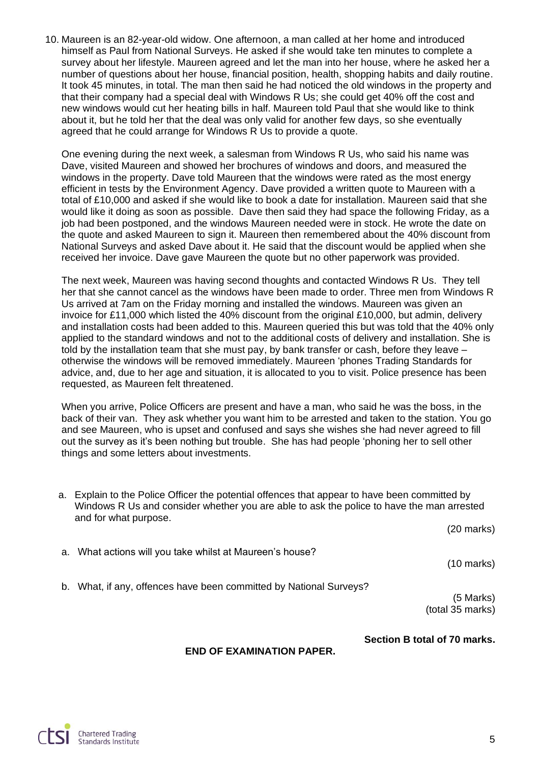10. Maureen is an 82-year-old widow. One afternoon, a man called at her home and introduced himself as Paul from National Surveys. He asked if she would take ten minutes to complete a survey about her lifestyle. Maureen agreed and let the man into her house, where he asked her a number of questions about her house, financial position, health, shopping habits and daily routine. It took 45 minutes, in total. The man then said he had noticed the old windows in the property and that their company had a special deal with Windows R Us; she could get 40% off the cost and new windows would cut her heating bills in half. Maureen told Paul that she would like to think about it, but he told her that the deal was only valid for another few days, so she eventually agreed that he could arrange for Windows R Us to provide a quote.

    One evening during the next week, a salesman from Windows R Us, who said his name was Dave, visited Maureen and showed her brochures of windows and doors, and measured the windows in the property. Dave told Maureen that the windows were rated as the most energy efficient in tests by the Environment Agency. Dave provided a written quote to Maureen with a total of £10,000 and asked if she would like to book a date for installation. Maureen said that she would like it doing as soon as possible. Dave then said they had space the following Friday, as a job had been postponed, and the windows Maureen needed were in stock. He wrote the date on the quote and asked Maureen to sign it. Maureen then remembered about the 40% discount from National Surveys and asked Dave about it. He said that the discount would be applied when she received her invoice. Dave gave Maureen the quote but no other paperwork was provided.

    The next week, Maureen was having second thoughts and contacted Windows R Us. They tell her that she cannot cancel as the windows have been made to order. Three men from Windows R Us arrived at 7am on the Friday morning and installed the windows. Maureen was given an invoice for £11,000 which listed the 40% discount from the original £10,000, but admin, delivery and installation costs had been added to this. Maureen queried this but was told that the 40% only applied to the standard windows and not to the additional costs of delivery and installation. She is told by the installation team that she must pay, by bank transfer or cash, before they leave – otherwise the windows will be removed immediately. Maureen 'phones Trading Standards for advice, and, due to her age and situation, it is allocated to you to visit. Police presence has been requested, as Maureen felt threatened.

    When you arrive, Police Officers are present and have a man, who said he was the boss, in the back of their van. They ask whether you want him to be arrested and taken to the station. You go and see Maureen, who is upset and confused and says she wishes she had never agreed to fill out the survey as it's been nothing but trouble. She has had people 'phoning her to sell other things and some letters about investments.

    a. Explain to the Police Officer the potential offences that appear to have been committed by Windows R Us and consider whether you are able to ask the police to have the man arrested and for what purpose.

    (20 marks)

    a. What actions will you take whilst at Maureen's house?

    (10 marks)

    b. What, if any, offences have been committed by National Surveys?

    (5 Marks)
    (total 35 marks)

**Section B total of 70 marks.**

**END OF EXAMINATION PAPER.**